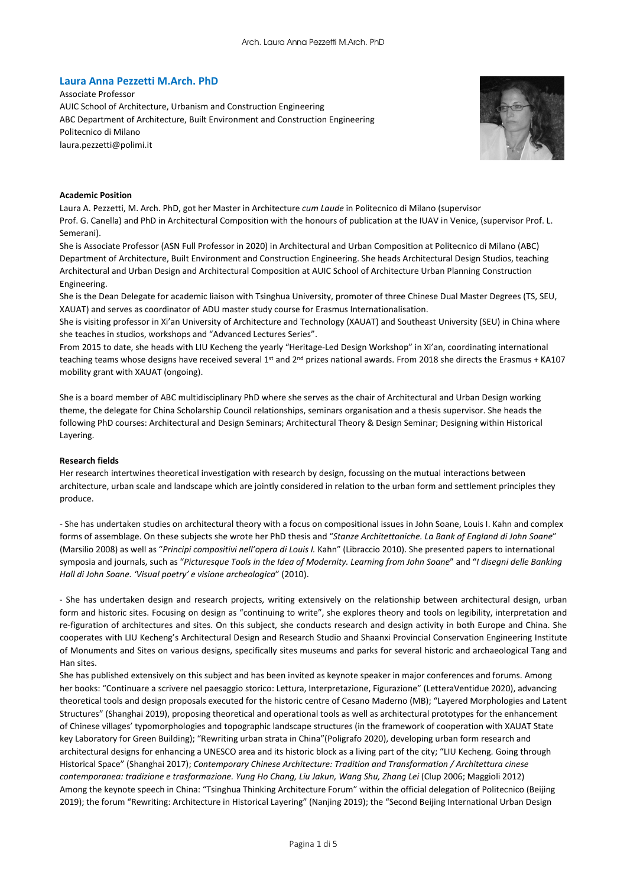# Laura Anna Pezzetti M.Arch. PhD

Associate Professor
AUIC School of Architecture, Urbanism and Construction Engineering
ABC Department of Architecture, Built Environment and Construction Engineering
Politecnico di Milano
laura.pezzetti@polimi.it

**Academic Position**

Laura A. Pezzetti, M. Arch. PhD, got her Master in Architecture *cum Laude* in Politecnico di Milano (supervisor Prof. G. Canella) and PhD in Architectural Composition with the honours of publication at the IUAV in Venice, (supervisor Prof. L. Semerani).

She is Associate Professor (ASN Full Professor in 2020) in Architectural and Urban Composition at Politecnico di Milano (ABC) Department of Architecture, Built Environment and Construction Engineering. She heads Architectural Design Studios, teaching Architectural and Urban Design and Architectural Composition at AUIC School of Architecture Urban Planning Construction Engineering.

She is the Dean Delegate for academic liaison with Tsinghua University, promoter of three Chinese Dual Master Degrees (TS, SEU, XAUAT) and serves as coordinator of ADU master study course for Erasmus Internationalisation.

She is visiting professor in Xi'an University of Architecture and Technology (XAUAT) and Southeast University (SEU) in China where she teaches in studios, workshops and "Advanced Lectures Series".

From 2015 to date, she heads with LIU Kecheng the yearly "Heritage-Led Design Workshop" in Xi'an, coordinating international teaching teams whose designs have received several 1st and 2nd prizes national awards. From 2018 she directs the Erasmus + KA107 mobility grant with XAUAT (ongoing).

She is a board member of ABC multidisciplinary PhD where she serves as the chair of Architectural and Urban Design working theme, the delegate for China Scholarship Council relationships, seminars organisation and a thesis supervisor. She heads the following PhD courses: Architectural and Design Seminars; Architectural Theory & Design Seminar; Designing within Historical Layering.

**Research fields**

Her research intertwines theoretical investigation with research by design, focussing on the mutual interactions between architecture, urban scale and landscape which are jointly considered in relation to the urban form and settlement principles they produce.

- She has undertaken studies on architectural theory with a focus on compositional issues in John Soane, Louis I. Kahn and complex forms of assemblage. On these subjects she wrote her PhD thesis and "*Stanze Architettoniche. La Bank of England di John Soane*" (Marsilio 2008) as well as "*Principi compositivi nell'opera di Louis I.* Kahn" (Libraccio 2010). She presented papers to international symposia and journals, such as "*Picturesque Tools in the Idea of Modernity. Learning from John Soane*" and "*I disegni delle Banking Hall di John Soane. 'Visual poetry' e visione archeologica*" (2010).

- She has undertaken design and research projects, writing extensively on the relationship between architectural design, urban form and historic sites. Focusing on design as "continuing to write", she explores theory and tools on legibility, interpretation and re-figuration of architectures and sites. On this subject, she conducts research and design activity in both Europe and China. She cooperates with LIU Kecheng's Architectural Design and Research Studio and Shaanxi Provincial Conservation Engineering Institute of Monuments and Sites on various designs, specifically sites museums and parks for several historic and archaeological Tang and Han sites.

She has published extensively on this subject and has been invited as keynote speaker in major conferences and forums. Among her books: "Continuare a scrivere nel paesaggio storico: Lettura, Interpretazione, Figurazione" (LetteraVentidue 2020), advancing theoretical tools and design proposals executed for the historic centre of Cesano Maderno (MB); "Layered Morphologies and Latent Structures" (Shanghai 2019), proposing theoretical and operational tools as well as architectural prototypes for the enhancement of Chinese villages' typomorphologies and topographic landscape structures (in the framework of cooperation with XAUAT State key Laboratory for Green Building); "Rewriting urban strata in China"(Poligrafo 2020), developing urban form research and architectural designs for enhancing a UNESCO area and its historic block as a living part of the city; "LIU Kecheng. Going through Historical Space" (Shanghai 2017); *Contemporary Chinese Architecture: Tradition and Transformation / Architettura cinese contemporanea: tradizione e trasformazione. Yung Ho Chang, Liu Jakun, Wang Shu, Zhang Lei* (Clup 2006; Maggioli 2012)

Among the keynote speech in China: "Tsinghua Thinking Architecture Forum" within the official delegation of Politecnico (Beijing 2019); the forum "Rewriting: Architecture in Historical Layering" (Nanjing 2019); the "Second Beijing International Urban Design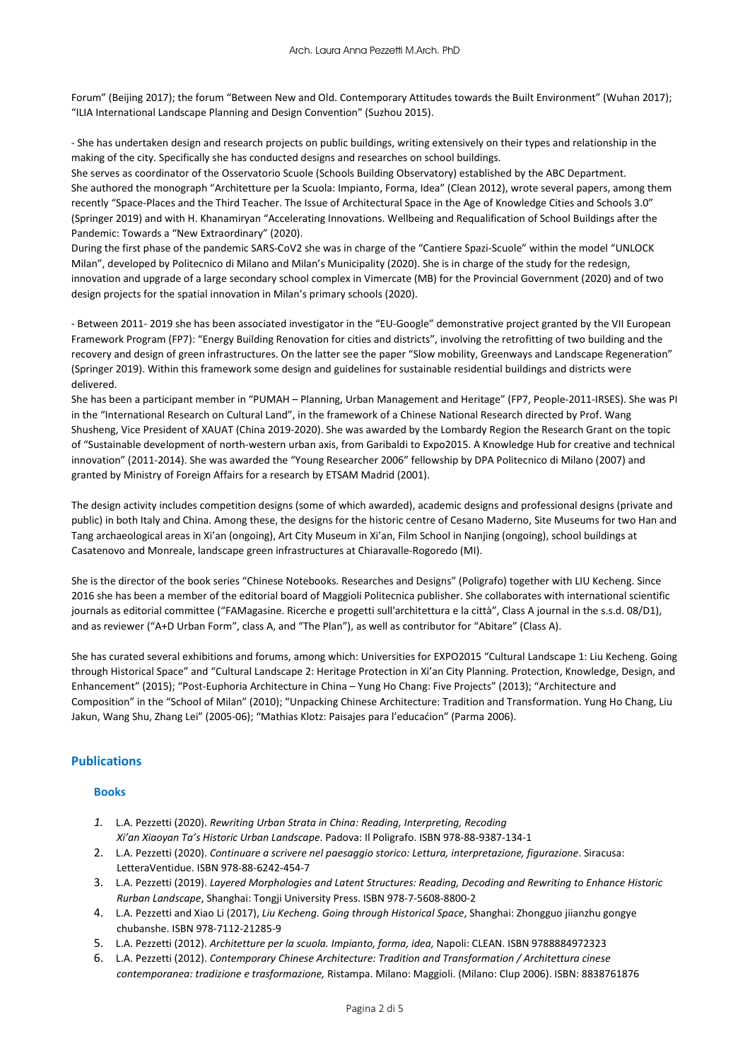Forum" (Beijing 2017); the forum "Between New and Old. Contemporary Attitudes towards the Built Environment" (Wuhan 2017); "ILIA International Landscape Planning and Design Convention" (Suzhou 2015).

- She has undertaken design and research projects on public buildings, writing extensively on their types and relationship in the making of the city. Specifically she has conducted designs and researches on school buildings.
She serves as coordinator of the Osservatorio Scuole (Schools Building Observatory) established by the ABC Department.
She authored the monograph "Architetture per la Scuola: Impianto, Forma, Idea" (Clean 2012), wrote several papers, among them recently "Space-Places and the Third Teacher. The Issue of Architectural Space in the Age of Knowledge Cities and Schools 3.0" (Springer 2019) and with H. Khanamiryan "Accelerating Innovations. Wellbeing and Requalification of School Buildings after the Pandemic: Towards a "New Extraordinary" (2020).
During the first phase of the pandemic SARS-CoV2 she was in charge of the "Cantiere Spazi-Scuole" within the model "UNLOCK Milan", developed by Politecnico di Milano and Milan's Municipality (2020). She is in charge of the study for the redesign, innovation and upgrade of a large secondary school complex in Vimercate (MB) for the Provincial Government (2020) and of two design projects for the spatial innovation in Milan's primary schools (2020).

- Between 2011- 2019 she has been associated investigator in the "EU-Google" demonstrative project granted by the VII European Framework Program (FP7): "Energy Building Renovation for cities and districts", involving the retrofitting of two building and the recovery and design of green infrastructures. On the latter see the paper "Slow mobility, Greenways and Landscape Regeneration" (Springer 2019). Within this framework some design and guidelines for sustainable residential buildings and districts were delivered.
She has been a participant member in "PUMAH – Planning, Urban Management and Heritage" (FP7, People-2011-IRSES). She was PI in the "International Research on Cultural Land", in the framework of a Chinese National Research directed by Prof. Wang Shusheng, Vice President of XAUAT (China 2019-2020). She was awarded by the Lombardy Region the Research Grant on the topic of "Sustainable development of north-western urban axis, from Garibaldi to Expo2015. A Knowledge Hub for creative and technical innovation" (2011-2014). She was awarded the "Young Researcher 2006" fellowship by DPA Politecnico di Milano (2007) and granted by Ministry of Foreign Affairs for a research by ETSAM Madrid (2001).

The design activity includes competition designs (some of which awarded), academic designs and professional designs (private and public) in both Italy and China. Among these, the designs for the historic centre of Cesano Maderno, Site Museums for two Han and Tang archaeological areas in Xi'an (ongoing), Art City Museum in Xi'an, Film School in Nanjing (ongoing), school buildings at Casatenovo and Monreale, landscape green infrastructures at Chiaravalle-Rogoredo (MI).

She is the director of the book series "Chinese Notebooks. Researches and Designs" (Poligrafo) together with LIU Kecheng. Since 2016 she has been a member of the editorial board of Maggioli Politecnica publisher. She collaborates with international scientific journals as editorial committee ("FAMagasine. Ricerche e progetti sull'architettura e la città", Class A journal in the s.s.d. 08/D1), and as reviewer ("A+D Urban Form", class A, and "The Plan"), as well as contributor for "Abitare" (Class A).

She has curated several exhibitions and forums, among which: Universities for EXPO2015 "Cultural Landscape 1: Liu Kecheng. Going through Historical Space" and "Cultural Landscape 2: Heritage Protection in Xi'an City Planning. Protection, Knowledge, Design, and Enhancement" (2015); "Post-Euphoria Architecture in China – Yung Ho Chang: Five Projects" (2013); "Architecture and Composition" in the "School of Milan" (2010); "Unpacking Chinese Architecture: Tradition and Transformation. Yung Ho Chang, Liu Jakun, Wang Shu, Zhang Lei" (2005-06); "Mathias Klotz: Paisajes para l'educaćion" (Parma 2006).

## Publications

### Books

1. L.A. Pezzetti (2020). *Rewriting Urban Strata in China: Reading, Interpreting, Recoding Xi'an Xiaoyan Ta's Historic Urban Landscape*. Padova: Il Poligrafo. ISBN 978-88-9387-134-1
2. L.A. Pezzetti (2020). *Continuare a scrivere nel paesaggio storico: Lettura, interpretazione, figurazione*. Siracusa: LetteraVentidue. ISBN 978-88-6242-454-7
3. L.A. Pezzetti (2019). *Layered Morphologies and Latent Structures: Reading, Decoding and Rewriting to Enhance Historic Rurban Landscape*, Shanghai: Tongji University Press. ISBN 978-7-5608-8800-2
4. L.A. Pezzetti and Xiao Li (2017), *Liu Kecheng. Going through Historical Space*, Shanghai: Zhongguo jiianzhu gongye chubanshe. ISBN 978-7112-21285-9
5. L.A. Pezzetti (2012). *Architetture per la scuola. Impianto, forma, idea,* Napoli: CLEAN. ISBN 9788884972323
6. L.A. Pezzetti (2012). *Contemporary Chinese Architecture: Tradition and Transformation / Architettura cinese contemporanea: tradizione e trasformazione,* Ristampa. Milano: Maggioli. (Milano: Clup 2006). ISBN: 8838761876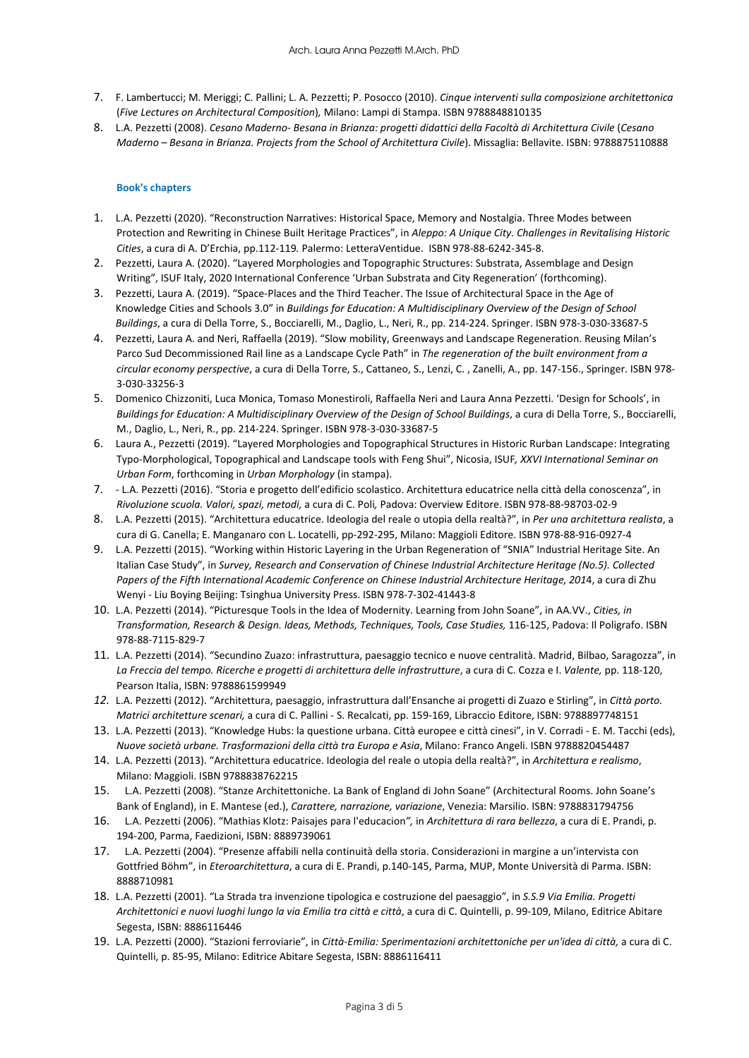7. F. Lambertucci; M. Meriggi; C. Pallini; L. A. Pezzetti; P. Posocco (2010). *Cinque interventi sulla composizione architettonica* (*Five Lectures on Architectural Composition*)*,* Milano: Lampi di Stampa. ISBN 9788848810135
8. L.A. Pezzetti (2008). *Cesano Maderno- Besana in Brianza: progetti didattici della Facoltà di Architettura Civile* (*Cesano Maderno – Besana in Brianza. Projects from the School of Architettura Civile*). Missaglia: Bellavite. ISBN: 9788875110888

**Book's chapters**

1. L.A. Pezzetti (2020). "Reconstruction Narratives: Historical Space, Memory and Nostalgia. Three Modes between Protection and Rewriting in Chinese Built Heritage Practices", in *Aleppo: A Unique City. Challenges in Revitalising Historic Cities*, a cura di A. D'Erchia, pp.112-119*.* Palermo: LetteraVentidue. ISBN 978-88-6242-345-8.
2. Pezzetti, Laura A. (2020). "Layered Morphologies and Topographic Structures: Substrata, Assemblage and Design Writing", ISUF Italy, 2020 International Conference 'Urban Substrata and City Regeneration' (forthcoming).
3. Pezzetti, Laura A. (2019). "Space-Places and the Third Teacher. The Issue of Architectural Space in the Age of Knowledge Cities and Schools 3.0" in *Buildings for Education: A Multidisciplinary Overview of the Design of School Buildings*, a cura di Della Torre, S., Bocciarelli, M., Daglio, L., Neri, R., pp. 214-224. Springer. ISBN 978-3-030-33687-5
4. Pezzetti, Laura A. and Neri, Raffaella (2019). "Slow mobility, Greenways and Landscape Regeneration. Reusing Milan's Parco Sud Decommissioned Rail line as a Landscape Cycle Path" in *The regeneration of the built environment from a circular economy perspective*, a cura di Della Torre, S., Cattaneo, S., Lenzi, C. , Zanelli, A., pp. 147-156., Springer. ISBN 978-3-030-33256-3
5. Domenico Chizzoniti, Luca Monica, Tomaso Monestiroli, Raffaella Neri and Laura Anna Pezzetti. 'Design for Schools', in *Buildings for Education: A Multidisciplinary Overview of the Design of School Buildings*, a cura di Della Torre, S., Bocciarelli, M., Daglio, L., Neri, R., pp. 214-224. Springer. ISBN 978-3-030-33687-5
6. Laura A., Pezzetti (2019). "Layered Morphologies and Topographical Structures in Historic Rurban Landscape: Integrating Typo-Morphological, Topographical and Landscape tools with Feng Shui", Nicosia, ISUF*, XXVI International Seminar on Urban Form*, forthcoming in *Urban Morphology* (in stampa).
7. - L.A. Pezzetti (2016). "Storia e progetto dell'edificio scolastico. Architettura educatrice nella città della conoscenza", in *Rivoluzione scuola. Valori, spazi, metodi,* a cura di C. Poli*,* Padova: Overview Editore. ISBN 978-88-98703-02-9
8. L.A. Pezzetti (2015). "Architettura educatrice. Ideologia del reale o utopia della realtà?", in *Per una architettura realista*, a cura di G. Canella; E. Manganaro con L. Locatelli, pp-292-295, Milano: Maggioli Editore. ISBN 978-88-916-0927-4
9. L.A. Pezzetti (2015). "Working within Historic Layering in the Urban Regeneration of "SNIA" Industrial Heritage Site. An Italian Case Study", in *Survey, Research and Conservation of Chinese Industrial Architecture Heritage (No.5). Collected Papers of the Fifth International Academic Conference on Chinese Industrial Architecture Heritage, 201*4, a cura di Zhu Wenyi - Liu Boying Beijing: Tsinghua University Press. ISBN 978-7-302-41443-8
10. L.A. Pezzetti (2014). "Picturesque Tools in the Idea of Modernity. Learning from John Soane", in AA.VV., *Cities, in Transformation, Research & Design. Ideas, Methods, Techniques, Tools, Case Studies,* 116-125, Padova: Il Poligrafo. ISBN 978-88-7115-829-7
11. L.A. Pezzetti (2014). "Secundino Zuazo: infrastruttura, paesaggio tecnico e nuove centralità. Madrid, Bilbao, Saragozza", in *La Freccia del tempo. Ricerche e progetti di architettura delle infrastrutture*, a cura di C. Cozza e I. *Valente,* pp. 118-120, Pearson Italia, ISBN: 9788861599949
12. L.A. Pezzetti (2012). "Architettura, paesaggio, infrastruttura dall'Ensanche ai progetti di Zuazo e Stirling", in *Città porto. Matrici architetture scenari,* a cura di C. Pallini - S. Recalcati, pp. 159-169, Libraccio Editore, ISBN: 9788897748151
13. L.A. Pezzetti (2013). "Knowledge Hubs: la questione urbana. Città europee e città cinesi", in V. Corradi - E. M. Tacchi (eds), *Nuove società urbane. Trasformazioni della città tra Europa e Asia*, Milano: Franco Angeli. ISBN 9788820454487
14. L.A. Pezzetti (2013). "Architettura educatrice. Ideologia del reale o utopia della realtà?", in *Architettura e realismo*, Milano: Maggioli. ISBN 9788838762215
15. L.A. Pezzetti (2008). "Stanze Architettoniche. La Bank of England di John Soane" (Architectural Rooms. John Soane's Bank of England), in E. Mantese (ed.), *Carattere, narrazione, variazione*, Venezia: Marsilio. ISBN: 9788831794756
16. L.A. Pezzetti (2006). "Mathias Klotz: Paisajes para l'educacion*",* in *Architettura di rara bellezza*, a cura di E. Prandi, p. 194-200, Parma, Faedizioni, ISBN: 8889739061
17. L.A. Pezzetti (2004). "Presenze affabili nella continuità della storia. Considerazioni in margine a un'intervista con Gottfried Böhm", in *Eteroarchitettura*, a cura di E. Prandi, p.140-145, Parma, MUP, Monte Università di Parma. ISBN: 8888710981
18. L.A. Pezzetti (2001). "La Strada tra invenzione tipologica e costruzione del paesaggio", in *S.S.9 Via Emilia. Progetti Architettonici e nuovi luoghi lungo la via Emilia tra città e città*, a cura di C. Quintelli, p. 99-109, Milano, Editrice Abitare Segesta, ISBN: 8886116446
19. L.A. Pezzetti (2000). "Stazioni ferroviarie", in *Città-Emilia: Sperimentazioni architettoniche per un'idea di città,* a cura di C. Quintelli, p. 85-95, Milano: Editrice Abitare Segesta, ISBN: 8886116411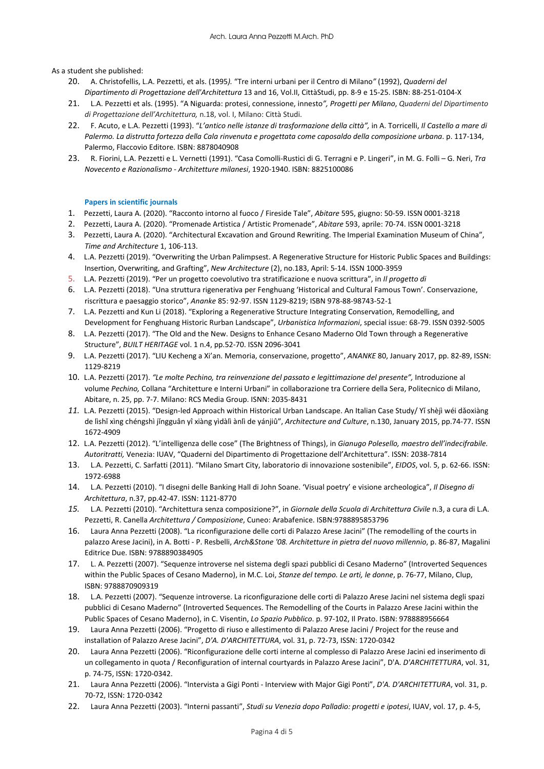As a student she published:

20. A. Christofellis, L.A. Pezzetti, et als. (1995*).* "Tre interni urbani per il Centro di Milano*"* (1992), *Quaderni del Dipartimento di Progettazione dell'Architettura* 13 and 16, Vol.II, CittàStudi, pp. 8-9 e 15-25. ISBN: 88-251-0104-X
21. L.A. Pezzetti et als. (1995). "A Niguarda: protesi, connessione, innesto*", Progetti per Milano*, *Quaderni del Dipartimento di Progettazione dell'Architettura,* n.18, vol. I, Milano: Città Studi.
22. F. Acuto, e L.A. Pezzetti (1993). "*L'antico nelle istanze di trasformazione della città",* in A. Torricelli, *Il Castello a mare di Palermo. La distrutta fortezza della Cala rinvenuta e progettata come caposaldo della composizione urbana*. p. 117-134, Palermo, Flaccovio Editore. ISBN: 8878040908
23. R. Fiorini, L.A. Pezzetti e L. Vernetti (1991). "Casa Comolli-Rustici di G. Terragni e P. Lingeri", in M. G. Folli – G. Neri, *Tra Novecento e Razionalismo - Architetture milanesi*, 1920-1940. ISBN: 8825100086

### Papers in scientific journals

1. Pezzetti, Laura A. (2020). "Racconto intorno al fuoco / Fireside Tale", *Abitare* 595, giugno: 50-59. ISSN 0001-3218
2. Pezzetti, Laura A. (2020). "Promenade Artistica / Artistic Promenade", *Abitare* 593, aprile: 70-74. ISSN 0001-3218
3. Pezzetti, Laura A. (2020). "Architectural Excavation and Ground Rewriting. The Imperial Examination Museum of China", *Time and Architecture* 1, 106-113.
4. L.A. Pezzetti (2019). "Overwriting the Urban Palimpsest. A Regenerative Structure for Historic Public Spaces and Buildings: Insertion, Overwriting, and Grafting", *New Architecture* (2), no.183, April: 5-14. ISSN 1000-3959
5. L.A. Pezzetti (2019). "Per un progetto coevolutivo tra stratificazione e nuova scrittura", in *Il progetto di*
6. L.A. Pezzetti (2018). "Una struttura rigenerativa per Fenghuang 'Historical and Cultural Famous Town'. Conservazione, riscrittura e paesaggio storico", *Ananke* 85: 92-97. ISSN 1129-8219; ISBN 978-88-98743-52-1
7. L.A. Pezzetti and Kun Li (2018). "Exploring a Regenerative Structure Integrating Conservation, Remodelling, and Development for Fenghuang Historic Rurban Landscape", *Urbanistica Informazioni*, special issue: 68-79. ISSN 0392-5005
8. L.A. Pezzetti (2017). "The Old and the New. Designs to Enhance Cesano Maderno Old Town through a Regenerative Structure", *BUILT HERITAGE* vol. 1 n.4, pp.52-70. ISSN 2096-3041
9. L.A. Pezzetti (2017). "LIU Kecheng a Xi'an. Memoria, conservazione, progetto", *ANANKE* 80, January 2017, pp. 82-89, ISSN: 1129-8219
10. L.A. Pezzetti (2017). *"Le molte Pechino, tra reinvenzione del passato e legittimazione del presente",* Introduzione al volume *Pechino,* Collana "Architetture e Interni Urbani" in collaborazione tra Corriere della Sera, Politecnico di Milano, Abitare, n. 25, pp. 7-7. Milano: RCS Media Group. ISNN: 2035-8431
11. L.A. Pezzetti (2015). "Design-led Approach within Historical Urban Landscape. An Italian Case Study/ Yǐ shèjì wéi dǎoxiàng de lìshǐ xìng chéngshì jǐngguān yì xiàng yìdàlì ànlì de yánjiū", *Architecture and Culture*, n.130, January 2015, pp.74-77. ISSN 1672-4909
12. L.A. Pezzetti (2012). "L'intelligenza delle cose" (The Brightness of Things), in *Gianugo Polesello, maestro dell'indecifrabile. Autoritratti,* Venezia: IUAV, "Quaderni del Dipartimento di Progettazione dell'Architettura". ISSN: 2038-7814
13. L.A. Pezzetti, C. Sarfatti (2011). "Milano Smart City, laboratorio di innovazione sostenibile", *EIDOS*, vol. 5, p. 62-66. ISSN: 1972-6988
14. L.A. Pezzetti (2010). "I disegni delle Banking Hall di John Soane. 'Visual poetry' e visione archeologica", *Il Disegno di Architettura*, n.37, pp.42-47. ISSN: 1121-8770
15. L.A. Pezzetti (2010). "Architettura senza composizione?", in *Giornale della Scuola di Architettura Civile* n.3, a cura di L.A. Pezzetti, R. Canella *Architettura / Composizione*, Cuneo: Arabafenice. ISBN:9788895853796
16. Laura Anna Pezzetti (2008). "La riconfigurazione delle corti di Palazzo Arese Jacini" (The remodelling of the courts in palazzo Arese Jacini), in A. Botti - P. Resbelli, *Arch&Stone '08. Architetture in pietra del nuovo millennio*, p. 86-87, Magalini Editrice Due. ISBN: 9788890384905
17. L. A. Pezzetti (2007). "Sequenze introverse nel sistema degli spazi pubblici di Cesano Maderno" (Introverted Sequences within the Public Spaces of Cesano Maderno), in M.C. Loi, *Stanze del tempo. Le arti, le donne*, p. 76-77, Milano, Clup, ISBN: 9788870909319
18. L.A. Pezzetti (2007). "Sequenze introverse. La riconfigurazione delle corti di Palazzo Arese Jacini nel sistema degli spazi pubblici di Cesano Maderno" (Introverted Sequences. The Remodelling of the Courts in Palazzo Arese Jacini within the Public Spaces of Cesano Maderno), in C. Visentin, *Lo Spazio Pubblico*. p. 97-102, Il Prato. ISBN: 978888956664
19. Laura Anna Pezzetti (2006). "Progetto di riuso e allestimento di Palazzo Arese Jacini / Project for the reuse and installation of Palazzo Arese Jacini", *D'A. D'ARCHITETTURA*, vol. 31, p. 72-73, ISSN: 1720-0342
20. Laura Anna Pezzetti (2006). "Riconfigurazione delle corti interne al complesso di Palazzo Arese Jacini ed inserimento di un collegamento in quota / Reconfiguration of internal courtyards in Palazzo Arese Jacini", D'A. *D'ARCHITETTURA*, vol. 31, p. 74-75, ISSN: 1720-0342.
21. Laura Anna Pezzetti (2006). "Intervista a Gigi Ponti - Interview with Major Gigi Ponti", *D'A. D'ARCHITETTURA*, vol. 31, p. 70-72, ISSN: 1720-0342
22. Laura Anna Pezzetti (2003). "Interni passanti", *Studi su Venezia dopo Palladio: progetti e ipotesi*, IUAV, vol. 17, p. 4-5,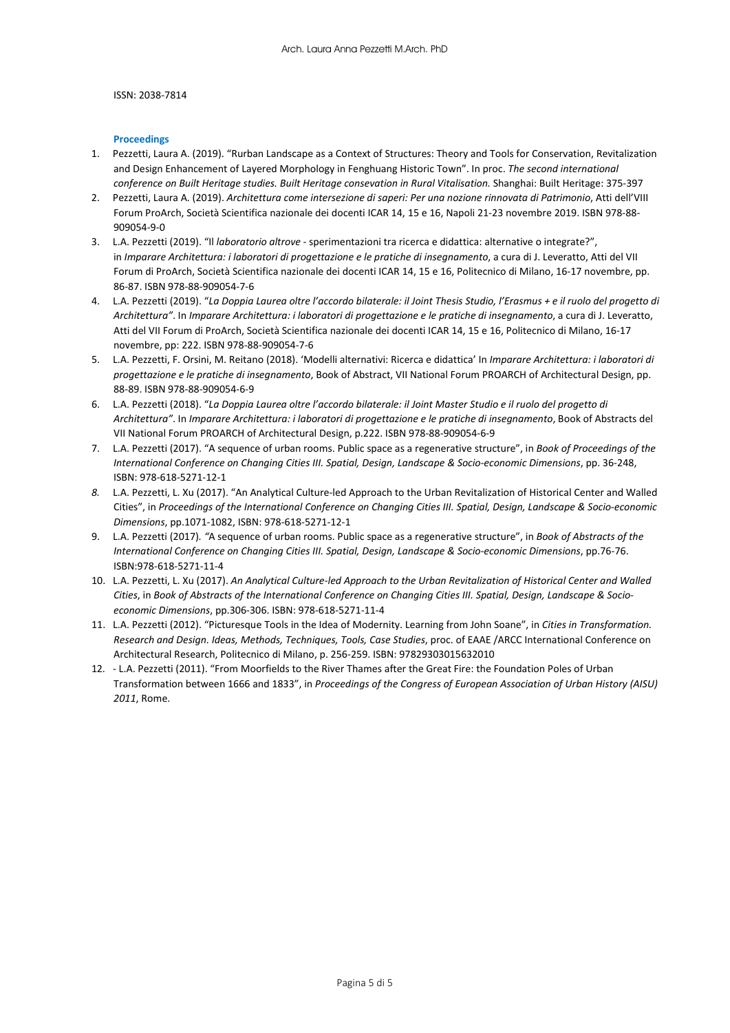ISSN: 2038-7814

**Proceedings**

1. Pezzetti, Laura A. (2019). "Rurban Landscape as a Context of Structures: Theory and Tools for Conservation, Revitalization and Design Enhancement of Layered Morphology in Fenghuang Historic Town". In proc. *The second international conference on Built Heritage studies. Built Heritage consevation in Rural Vitalisation.* Shanghai: Built Heritage: 375-397
2. Pezzetti, Laura A. (2019). *Architettura come intersezione di saperi: Per una nozione rinnovata di Patrimonio*, Atti dell'VIII Forum ProArch, Società Scientifica nazionale dei docenti ICAR 14, 15 e 16, Napoli 21-23 novembre 2019. ISBN 978-88-909054-9-0
3. L.A. Pezzetti (2019). "Il *laboratorio altrove* - sperimentazioni tra ricerca e didattica: alternative o integrate?", in *Imparare Architettura: i laboratori di progettazione e le pratiche di insegnamento*, a cura di J. Leveratto, Atti del VII Forum di ProArch, Società Scientifica nazionale dei docenti ICAR 14, 15 e 16, Politecnico di Milano, 16-17 novembre, pp. 86-87. ISBN 978-88-909054-7-6
4. L.A. Pezzetti (2019). "*La Doppia Laurea oltre l'accordo bilaterale: il Joint Thesis Studio, l'Erasmus + e il ruolo del progetto di Architettura"*. In *Imparare Architettura: i laboratori di progettazione e le pratiche di insegnamento*, a cura di J. Leveratto, Atti del VII Forum di ProArch, Società Scientifica nazionale dei docenti ICAR 14, 15 e 16, Politecnico di Milano, 16-17 novembre, pp: 222. ISBN 978-88-909054-7-6
5. L.A. Pezzetti, F. Orsini, M. Reitano (2018). 'Modelli alternativi: Ricerca e didattica' In *Imparare Architettura: i laboratori di progettazione e le pratiche di insegnamento*, Book of Abstract, VII National Forum PROARCH of Architectural Design, pp. 88-89. ISBN 978-88-909054-6-9
6. L.A. Pezzetti (2018). "*La Doppia Laurea oltre l'accordo bilaterale: il Joint Master Studio e il ruolo del progetto di Architettura"*. In *Imparare Architettura: i laboratori di progettazione e le pratiche di insegnamento*, Book of Abstracts del VII National Forum PROARCH of Architectural Design, p.222. ISBN 978-88-909054-6-9
7. L.A. Pezzetti (2017). "A sequence of urban rooms. Public space as a regenerative structure", in *Book of Proceedings of the International Conference on Changing Cities III. Spatial, Design, Landscape & Socio-economic Dimensions*, pp. 36-248, ISBN: 978-618-5271-12-1
8. L.A. Pezzetti, L. Xu (2017). "An Analytical Culture-led Approach to the Urban Revitalization of Historical Center and Walled Cities", in *Proceedings of the International Conference on Changing Cities III. Spatial, Design, Landscape & Socio-economic Dimensions*, pp.1071-1082, ISBN: 978-618-5271-12-1
9. L.A. Pezzetti (2017). "A sequence of urban rooms. Public space as a regenerative structure", in *Book of Abstracts of the International Conference on Changing Cities III. Spatial, Design, Landscape & Socio-economic Dimensions*, pp.76-76. ISBN:978-618-5271-11-4
10. L.A. Pezzetti, L. Xu (2017). *An Analytical Culture-led Approach to the Urban Revitalization of Historical Center and Walled Cities*, in *Book of Abstracts of the International Conference on Changing Cities III. Spatial, Design, Landscape & Socio-economic Dimensions*, pp.306-306. ISBN: 978-618-5271-11-4
11. L.A. Pezzetti (2012). "Picturesque Tools in the Idea of Modernity. Learning from John Soane", in *Cities in Transformation. Research and Design. Ideas, Methods, Techniques, Tools, Case Studies*, proc. of EAAE /ARCC International Conference on Architectural Research, Politecnico di Milano, p. 256-259. ISBN: 97829303015632010
12. - L.A. Pezzetti (2011). "From Moorfields to the River Thames after the Great Fire: the Foundation Poles of Urban Transformation between 1666 and 1833", in *Proceedings of the Congress of European Association of Urban History (AISU) 2011*, Rome.